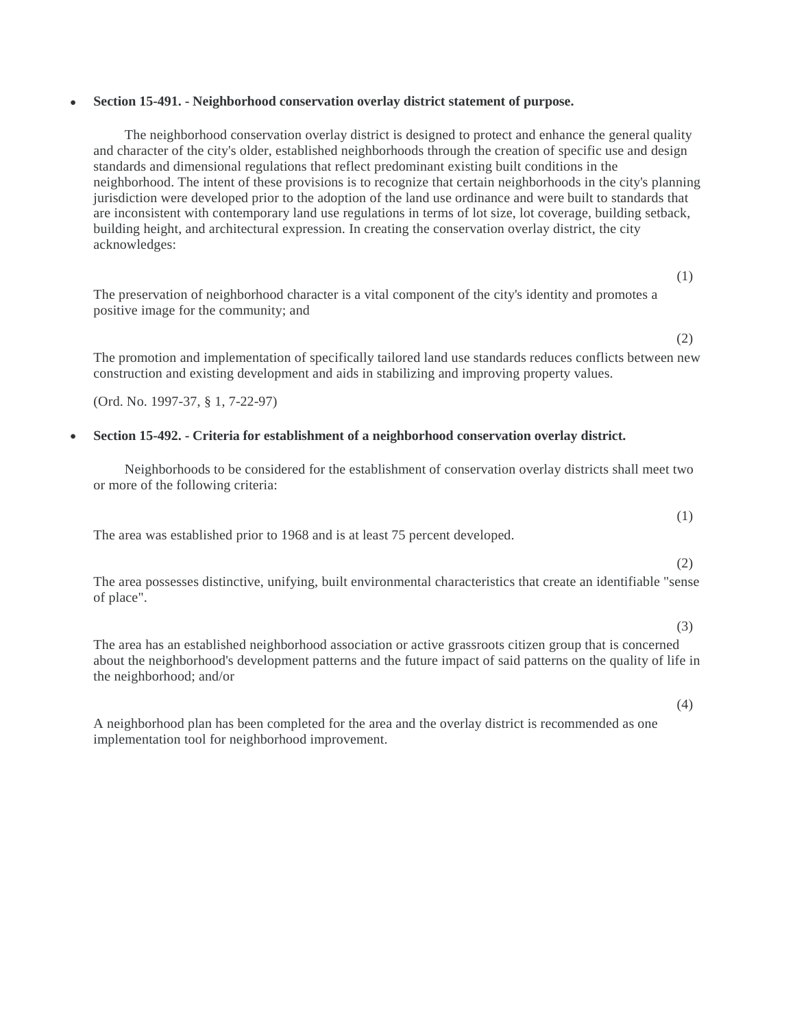- **Section 15-491. - Neighborhood conservation overlay district statement of purpose.**

 The neighborhood conservation overlay district is designed to protect and enhance the general quality and character of the city's older, established neighborhoods through the creation of specific use and design standards and dimensional regulations that reflect predominant existing built conditions in the neighborhood. The intent of these provisions is to recognize that certain neighborhoods in the city's planning jurisdiction were developed prior to the adoption of the land use ordinance and were built to standards that are inconsistent with contemporary land use regulations in terms of lot size, lot coverage, building setback, building height, and architectural expression. In creating the conservation overlay district, the city acknowledges:

 (1) The preservation of neighborhood character is a vital component of the city's identity and promotes a positive image for the community; and

 (2) The promotion and implementation of specifically tailored land use standards reduces conflicts between new construction and existing development and aids in stabilizing and improving property values.

 (Ord. No. 1997-37, § 1, 7-22-97)

- **Section 15-492. - Criteria for establishment of a neighborhood conservation overlay district.**

 Neighborhoods to be considered for the establishment of conservation overlay districts shall meet two or more of the following criteria:

 (1) The area was established prior to 1968 and is at least 75 percent developed.

 (2) The area possesses distinctive, unifying, built environmental characteristics that create an identifiable "sense of place".

 (3) The area has an established neighborhood association or active grassroots citizen group that is concerned about the neighborhood's development patterns and the future impact of said patterns on the quality of life in the neighborhood; and/or

 (4) A neighborhood plan has been completed for the area and the overlay district is recommended as one implementation tool for neighborhood improvement.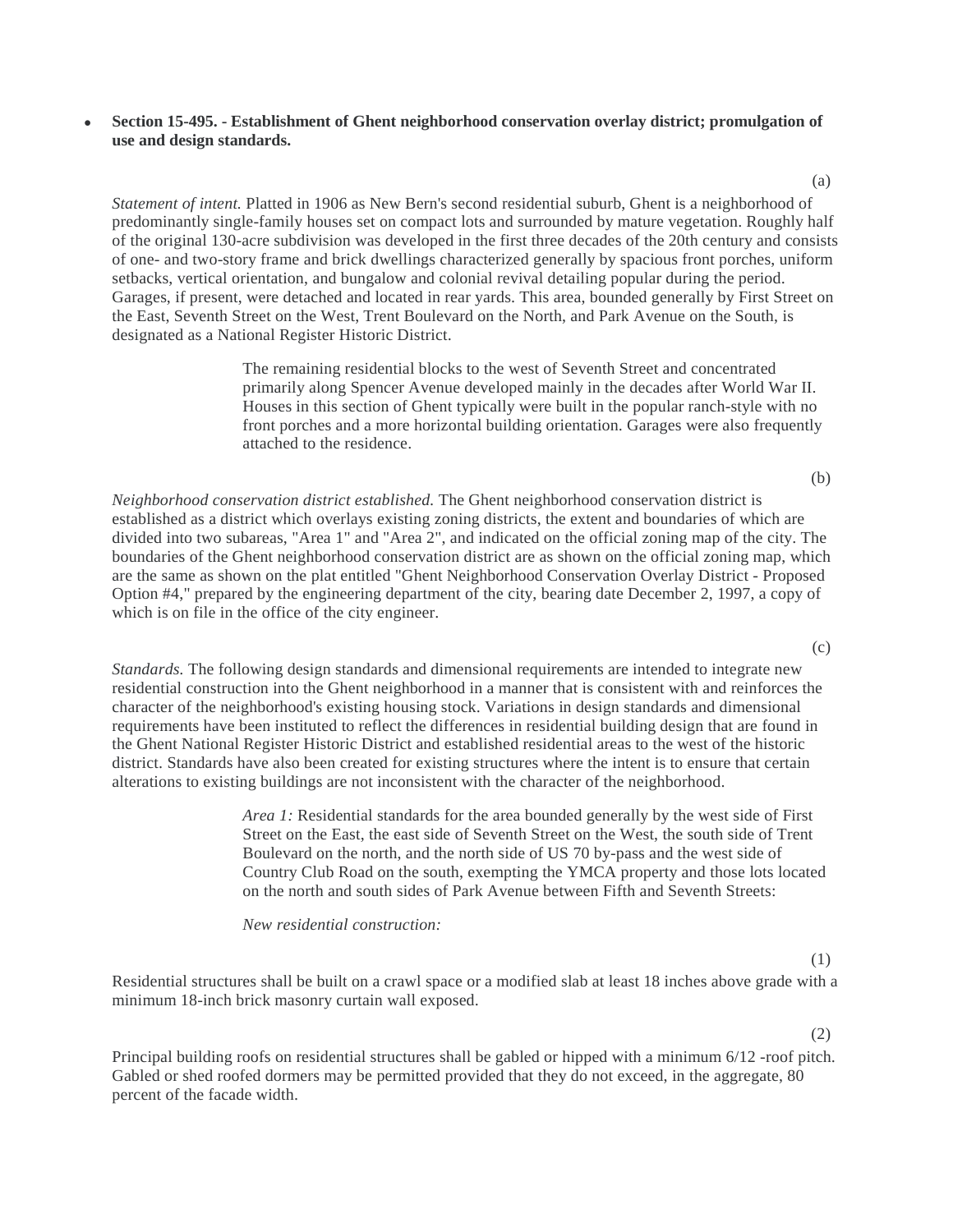- **Section 15-495. - Establishment of Ghent neighborhood conservation overlay district; promulgation of use and design standards.**

(a)

*Statement of intent.* Platted in 1906 as New Bern's second residential suburb, Ghent is a neighborhood of predominantly single-family houses set on compact lots and surrounded by mature vegetation. Roughly half of the original 130-acre subdivision was developed in the first three decades of the 20th century and consists of one- and two-story frame and brick dwellings characterized generally by spacious front porches, uniform setbacks, vertical orientation, and bungalow and colonial revival detailing popular during the period. Garages, if present, were detached and located in rear yards. This area, bounded generally by First Street on the East, Seventh Street on the West, Trent Boulevard on the North, and Park Avenue on the South, is designated as a National Register Historic District.

> The remaining residential blocks to the west of Seventh Street and concentrated primarily along Spencer Avenue developed mainly in the decades after World War II. Houses in this section of Ghent typically were built in the popular ranch-style with no front porches and a more horizontal building orientation. Garages were also frequently attached to the residence.

(b)

*Neighborhood conservation district established.* The Ghent neighborhood conservation district is established as a district which overlays existing zoning districts, the extent and boundaries of which are divided into two subareas, "Area 1" and "Area 2", and indicated on the official zoning map of the city. The boundaries of the Ghent neighborhood conservation district are as shown on the official zoning map, which are the same as shown on the plat entitled "Ghent Neighborhood Conservation Overlay District - Proposed Option #4," prepared by the engineering department of the city, bearing date December 2, 1997, a copy of which is on file in the office of the city engineer.

(c)

*Standards.* The following design standards and dimensional requirements are intended to integrate new residential construction into the Ghent neighborhood in a manner that is consistent with and reinforces the character of the neighborhood's existing housing stock. Variations in design standards and dimensional requirements have been instituted to reflect the differences in residential building design that are found in the Ghent National Register Historic District and established residential areas to the west of the historic district. Standards have also been created for existing structures where the intent is to ensure that certain alterations to existing buildings are not inconsistent with the character of the neighborhood.

> *Area 1:* Residential standards for the area bounded generally by the west side of First Street on the East, the east side of Seventh Street on the West, the south side of Trent Boulevard on the north, and the north side of US 70 by-pass and the west side of Country Club Road on the south, exempting the YMCA property and those lots located on the north and south sides of Park Avenue between Fifth and Seventh Streets:
>
> *New residential construction:*

(1)

Residential structures shall be built on a crawl space or a modified slab at least 18 inches above grade with a minimum 18-inch brick masonry curtain wall exposed.

(2)

Principal building roofs on residential structures shall be gabled or hipped with a minimum 6/12 -roof pitch. Gabled or shed roofed dormers may be permitted provided that they do not exceed, in the aggregate, 80 percent of the facade width.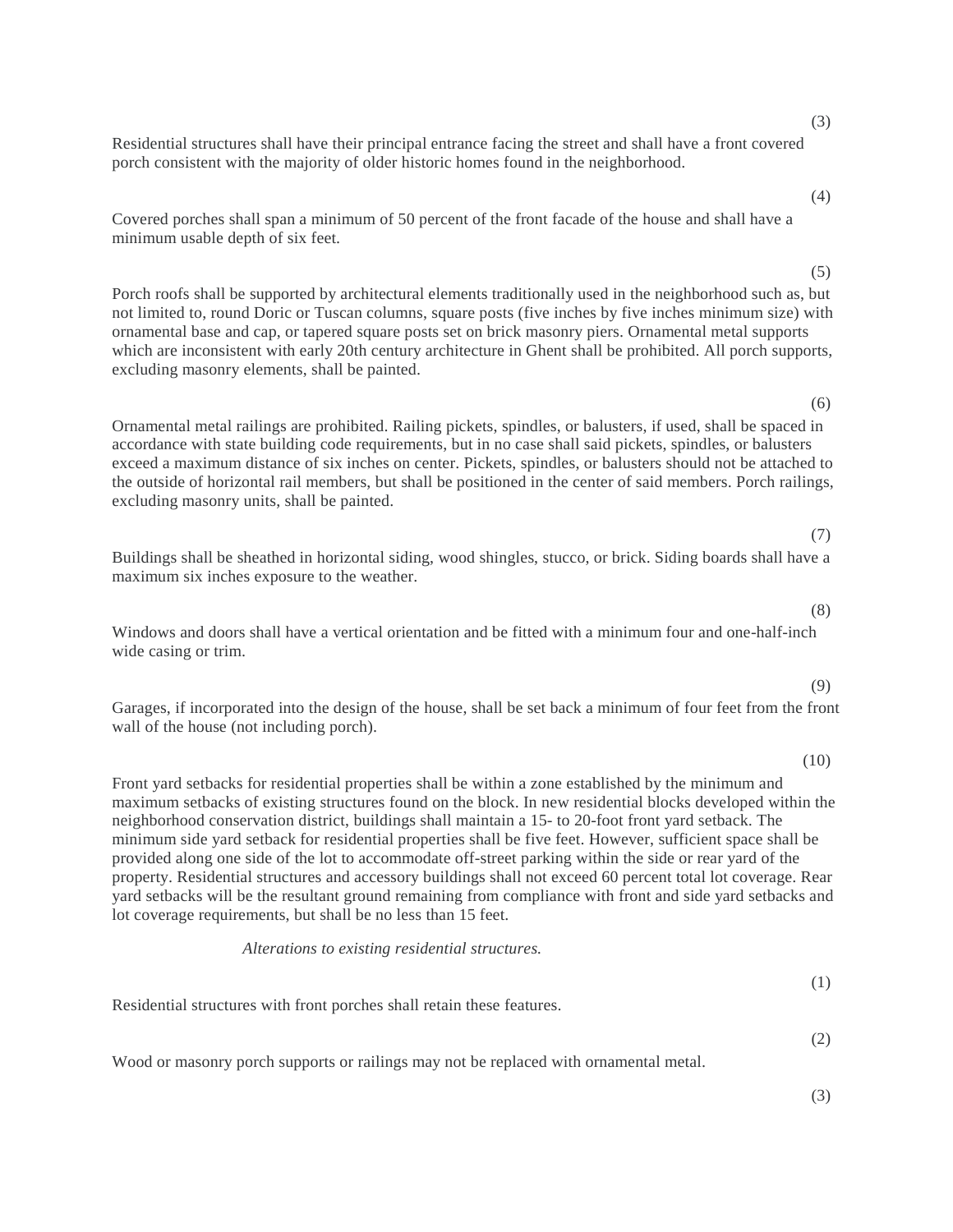(3)

Residential structures shall have their principal entrance facing the street and shall have a front covered porch consistent with the majority of older historic homes found in the neighborhood.

(4)

Covered porches shall span a minimum of 50 percent of the front facade of the house and shall have a minimum usable depth of six feet.

(5)

Porch roofs shall be supported by architectural elements traditionally used in the neighborhood such as, but not limited to, round Doric or Tuscan columns, square posts (five inches by five inches minimum size) with ornamental base and cap, or tapered square posts set on brick masonry piers. Ornamental metal supports which are inconsistent with early 20th century architecture in Ghent shall be prohibited. All porch supports, excluding masonry elements, shall be painted.

(6)

Ornamental metal railings are prohibited. Railing pickets, spindles, or balusters, if used, shall be spaced in accordance with state building code requirements, but in no case shall said pickets, spindles, or balusters exceed a maximum distance of six inches on center. Pickets, spindles, or balusters should not be attached to the outside of horizontal rail members, but shall be positioned in the center of said members. Porch railings, excluding masonry units, shall be painted.

(7)

Buildings shall be sheathed in horizontal siding, wood shingles, stucco, or brick. Siding boards shall have a maximum six inches exposure to the weather.

(8)

Windows and doors shall have a vertical orientation and be fitted with a minimum four and one-half-inch wide casing or trim.

(9)

Garages, if incorporated into the design of the house, shall be set back a minimum of four feet from the front wall of the house (not including porch).

(10)

Front yard setbacks for residential properties shall be within a zone established by the minimum and maximum setbacks of existing structures found on the block. In new residential blocks developed within the neighborhood conservation district, buildings shall maintain a 15- to 20-foot front yard setback. The minimum side yard setback for residential properties shall be five feet. However, sufficient space shall be provided along one side of the lot to accommodate off-street parking within the side or rear yard of the property. Residential structures and accessory buildings shall not exceed 60 percent total lot coverage. Rear yard setbacks will be the resultant ground remaining from compliance with front and side yard setbacks and lot coverage requirements, but shall be no less than 15 feet.

*Alterations to existing residential structures.*

(1)

Residential structures with front porches shall retain these features.

(2)

Wood or masonry porch supports or railings may not be replaced with ornamental metal.

(3)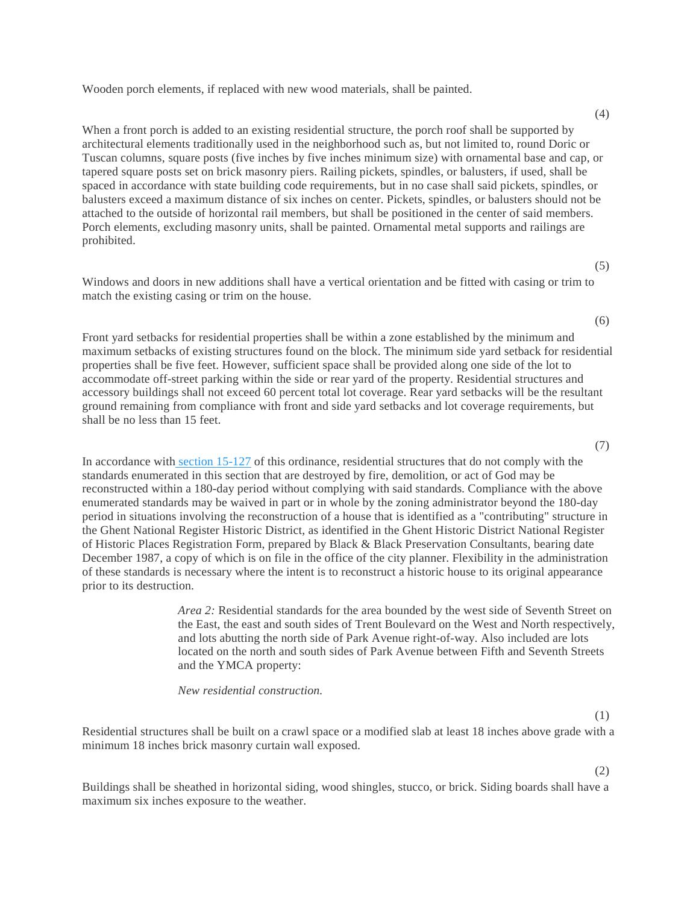Wooden porch elements, if replaced with new wood materials, shall be painted.

(4)

When a front porch is added to an existing residential structure, the porch roof shall be supported by architectural elements traditionally used in the neighborhood such as, but not limited to, round Doric or Tuscan columns, square posts (five inches by five inches minimum size) with ornamental base and cap, or tapered square posts set on brick masonry piers. Railing pickets, spindles, or balusters, if used, shall be spaced in accordance with state building code requirements, but in no case shall said pickets, spindles, or balusters exceed a maximum distance of six inches on center. Pickets, spindles, or balusters should not be attached to the outside of horizontal rail members, but shall be positioned in the center of said members. Porch elements, excluding masonry units, shall be painted. Ornamental metal supports and railings are prohibited.

(5)

Windows and doors in new additions shall have a vertical orientation and be fitted with casing or trim to match the existing casing or trim on the house.

(6)

Front yard setbacks for residential properties shall be within a zone established by the minimum and maximum setbacks of existing structures found on the block. The minimum side yard setback for residential properties shall be five feet. However, sufficient space shall be provided along one side of the lot to accommodate off-street parking within the side or rear yard of the property. Residential structures and accessory buildings shall not exceed 60 percent total lot coverage. Rear yard setbacks will be the resultant ground remaining from compliance with front and side yard setbacks and lot coverage requirements, but shall be no less than 15 feet.

(7)

In accordance with section 15-127 of this ordinance, residential structures that do not comply with the standards enumerated in this section that are destroyed by fire, demolition, or act of God may be reconstructed within a 180-day period without complying with said standards. Compliance with the above enumerated standards may be waived in part or in whole by the zoning administrator beyond the 180-day period in situations involving the reconstruction of a house that is identified as a "contributing" structure in the Ghent National Register Historic District, as identified in the Ghent Historic District National Register of Historic Places Registration Form, prepared by Black & Black Preservation Consultants, bearing date December 1987, a copy of which is on file in the office of the city planner. Flexibility in the administration of these standards is necessary where the intent is to reconstruct a historic house to its original appearance prior to its destruction.

*Area 2:* Residential standards for the area bounded by the west side of Seventh Street on the East, the east and south sides of Trent Boulevard on the West and North respectively, and lots abutting the north side of Park Avenue right-of-way. Also included are lots located on the north and south sides of Park Avenue between Fifth and Seventh Streets and the YMCA property:

*New residential construction.*

(1)

Residential structures shall be built on a crawl space or a modified slab at least 18 inches above grade with a minimum 18 inches brick masonry curtain wall exposed.

(2)

Buildings shall be sheathed in horizontal siding, wood shingles, stucco, or brick. Siding boards shall have a maximum six inches exposure to the weather.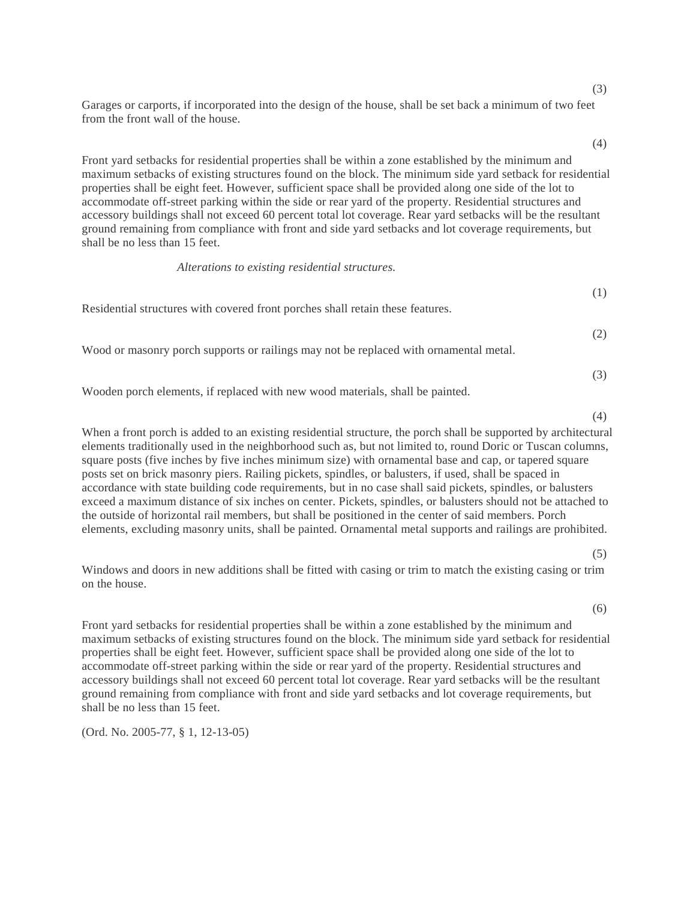(3)

Garages or carports, if incorporated into the design of the house, shall be set back a minimum of two feet from the front wall of the house.

(4)

Front yard setbacks for residential properties shall be within a zone established by the minimum and maximum setbacks of existing structures found on the block. The minimum side yard setback for residential properties shall be eight feet. However, sufficient space shall be provided along one side of the lot to accommodate off-street parking within the side or rear yard of the property. Residential structures and accessory buildings shall not exceed 60 percent total lot coverage. Rear yard setbacks will be the resultant ground remaining from compliance with front and side yard setbacks and lot coverage requirements, but shall be no less than 15 feet.

*Alterations to existing residential structures.*

(1)

Residential structures with covered front porches shall retain these features.

(2)

Wood or masonry porch supports or railings may not be replaced with ornamental metal.

(3)

Wooden porch elements, if replaced with new wood materials, shall be painted.

(4)

When a front porch is added to an existing residential structure, the porch shall be supported by architectural elements traditionally used in the neighborhood such as, but not limited to, round Doric or Tuscan columns, square posts (five inches by five inches minimum size) with ornamental base and cap, or tapered square posts set on brick masonry piers. Railing pickets, spindles, or balusters, if used, shall be spaced in accordance with state building code requirements, but in no case shall said pickets, spindles, or balusters exceed a maximum distance of six inches on center. Pickets, spindles, or balusters should not be attached to the outside of horizontal rail members, but shall be positioned in the center of said members. Porch elements, excluding masonry units, shall be painted. Ornamental metal supports and railings are prohibited.

(5)

Windows and doors in new additions shall be fitted with casing or trim to match the existing casing or trim on the house.

(6)

Front yard setbacks for residential properties shall be within a zone established by the minimum and maximum setbacks of existing structures found on the block. The minimum side yard setback for residential properties shall be eight feet. However, sufficient space shall be provided along one side of the lot to accommodate off-street parking within the side or rear yard of the property. Residential structures and accessory buildings shall not exceed 60 percent total lot coverage. Rear yard setbacks will be the resultant ground remaining from compliance with front and side yard setbacks and lot coverage requirements, but shall be no less than 15 feet.

(Ord. No. 2005-77, § 1, 12-13-05)